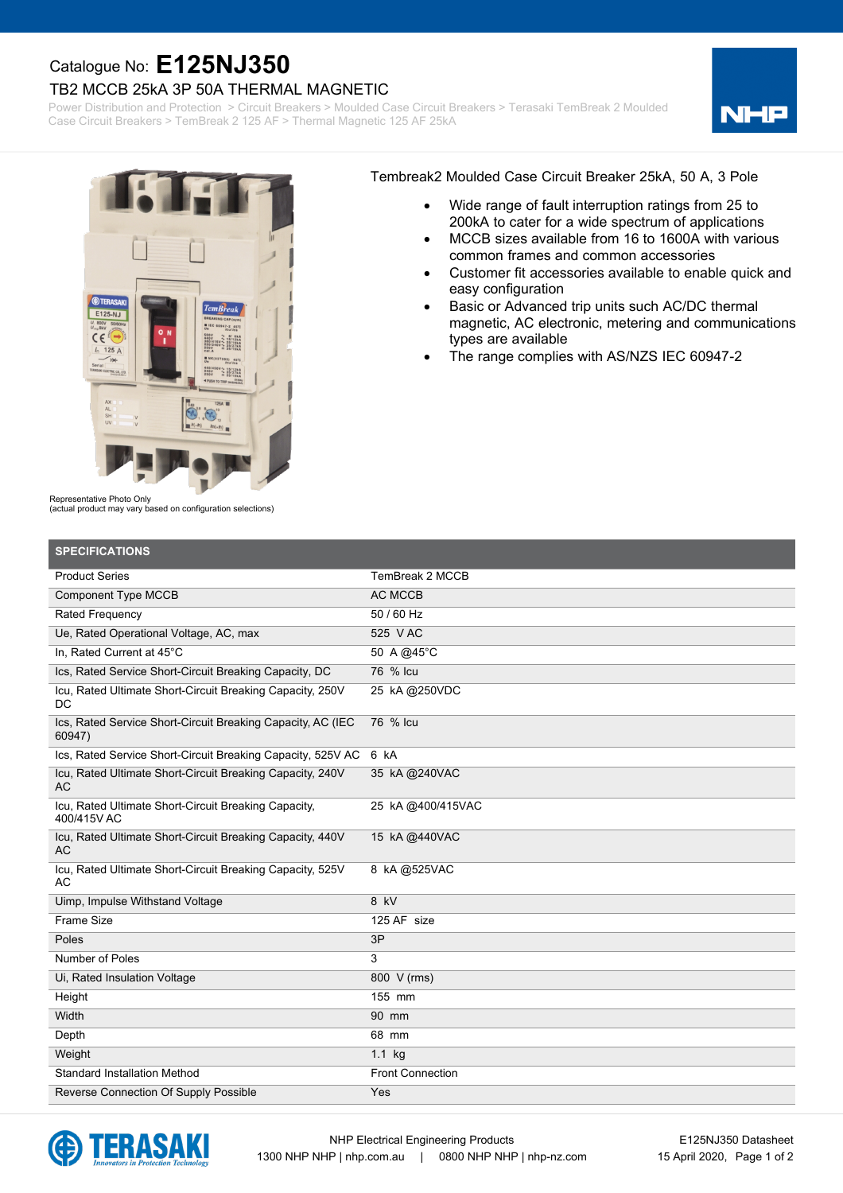Catalogue No: **E125NJ350**

## TB2 MCCB 25kA 3P 50A THERMAL MAGNETIC

Power Distribution and Protection > Circuit Breakers > Moulded Case Circuit Breakers > Terasaki TemBreak 2 Moulded Case Circuit Breakers > TemBreak 2 125 AF > Thermal Magnetic 125 AF 25kA

Representative Photo Only
(actual product may vary based on configuration selections)

Tembreak2 Moulded Case Circuit Breaker 25kA, 50 A, 3 Pole

- Wide range of fault interruption ratings from 25 to 200kA to cater for a wide spectrum of applications
- MCCB sizes available from 16 to 1600A with various common frames and common accessories
- Customer fit accessories available to enable quick and easy configuration
- Basic or Advanced trip units such AC/DC thermal magnetic, AC electronic, metering and communications types are available
- The range complies with AS/NZS IEC 60947-2

## SPECIFICATIONS

| | |
|---|---|
| Product Series | TemBreak 2 MCCB |
| Component Type MCCB | AC MCCB |
| Rated Frequency | 50 / 60 Hz |
| Ue, Rated Operational Voltage, AC, max | 525 V AC |
| In, Rated Current at 45°C | 50 A @45°C |
| Ics, Rated Service Short-Circuit Breaking Capacity, DC | 76 % Icu |
| Icu, Rated Ultimate Short-Circuit Breaking Capacity, 250V DC | 25 kA @250VDC |
| Ics, Rated Service Short-Circuit Breaking Capacity, AC (IEC 60947) | 76 % Icu |
| Ics, Rated Service Short-Circuit Breaking Capacity, 525V AC | 6 kA |
| Icu, Rated Ultimate Short-Circuit Breaking Capacity, 240V AC | 35 kA @240VAC |
| Icu, Rated Ultimate Short-Circuit Breaking Capacity, 400/415V AC | 25 kA @400/415VAC |
| Icu, Rated Ultimate Short-Circuit Breaking Capacity, 440V AC | 15 kA @440VAC |
| Icu, Rated Ultimate Short-Circuit Breaking Capacity, 525V AC | 8 kA @525VAC |
| Uimp, Impulse Withstand Voltage | 8 kV |
| Frame Size | 125 AF size |
| Poles | 3P |
| Number of Poles | 3 |
| Ui, Rated Insulation Voltage | 800 V (rms) |
| Height | 155 mm |
| Width | 90 mm |
| Depth | 68 mm |
| Weight | 1.1 kg |
| Standard Installation Method | Front Connection |
| Reverse Connection Of Supply Possible | Yes |

NHP Electrical Engineering Products
1300 NHP NHP | nhp.com.au | 0800 NHP NHP | nhp-nz.com

E125NJ350 Datasheet
15 April 2020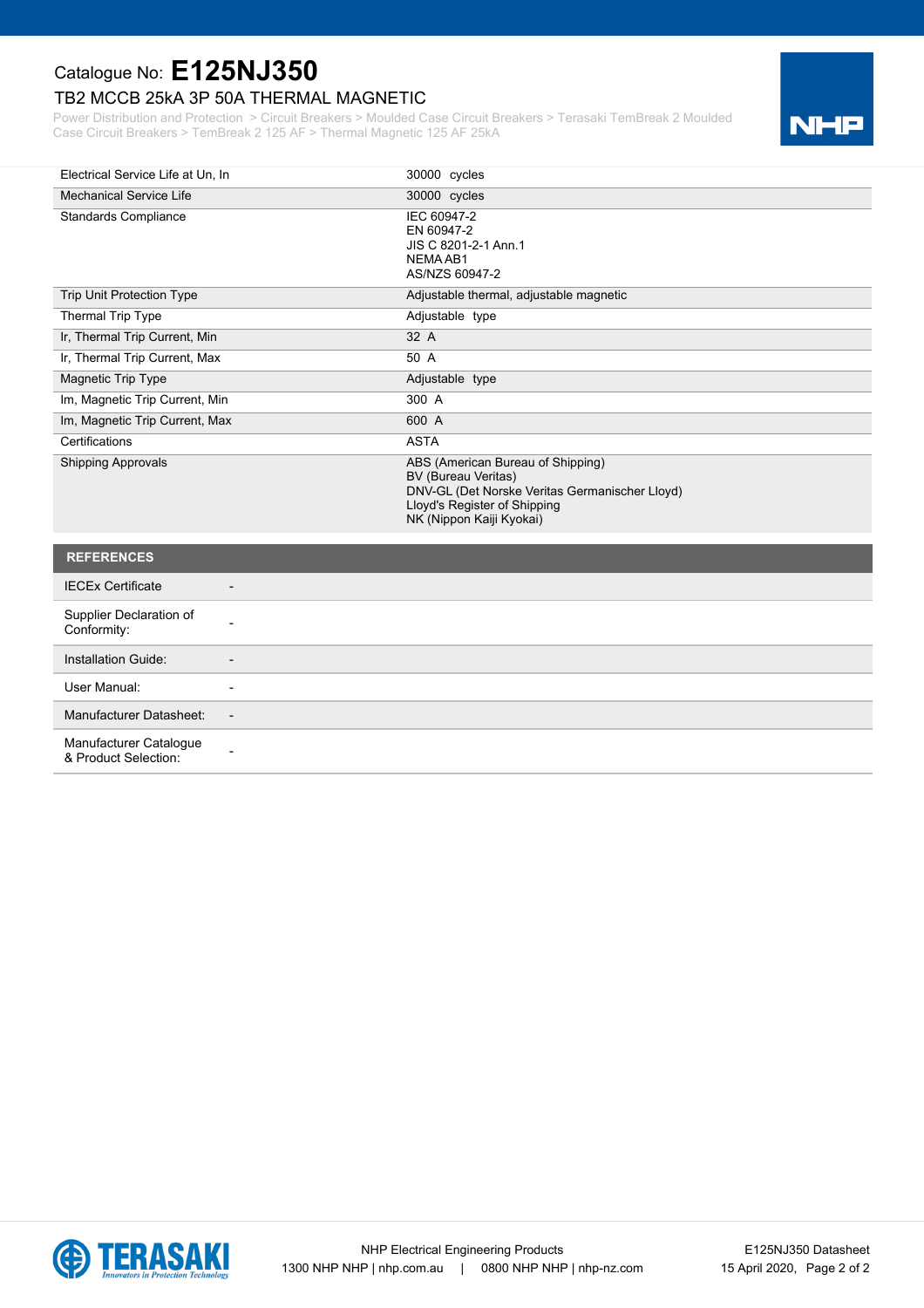Catalogue No: **E125NJ350**

TB2 MCCB 25kA 3P 50A THERMAL MAGNETIC

Power Distribution and Protection > Circuit Breakers > Moulded Case Circuit Breakers > Terasaki TemBreak 2 Moulded Case Circuit Breakers > TemBreak 2 125 AF > Thermal Magnetic 125 AF 25kA

| | |
|---|---|
| Electrical Service Life at Un, In | 30000 cycles |
| Mechanical Service Life | 30000 cycles |
| Standards Compliance | IEC 60947-2<br>EN 60947-2<br>JIS C 8201-2-1 Ann.1<br>NEMA AB1<br>AS/NZS 60947-2 |
| Trip Unit Protection Type | Adjustable thermal, adjustable magnetic |
| Thermal Trip Type | Adjustable type |
| Ir, Thermal Trip Current, Min | 32 A |
| Ir, Thermal Trip Current, Max | 50 A |
| Magnetic Trip Type | Adjustable type |
| Im, Magnetic Trip Current, Min | 300 A |
| Im, Magnetic Trip Current, Max | 600 A |
| Certifications | ASTA |
| Shipping Approvals | ABS (American Bureau of Shipping)<br>BV (Bureau Veritas)<br>DNV-GL (Det Norske Veritas Germanischer Lloyd)<br>Lloyd's Register of Shipping<br>NK (Nippon Kaiji Kyokai) |

## REFERENCES

| | |
|---|---|
| IECEx Certificate | - |
| Supplier Declaration of Conformity: | - |
| Installation Guide: | - |
| User Manual: | - |
| Manufacturer Datasheet: | - |
| Manufacturer Catalogue & Product Selection: | - |